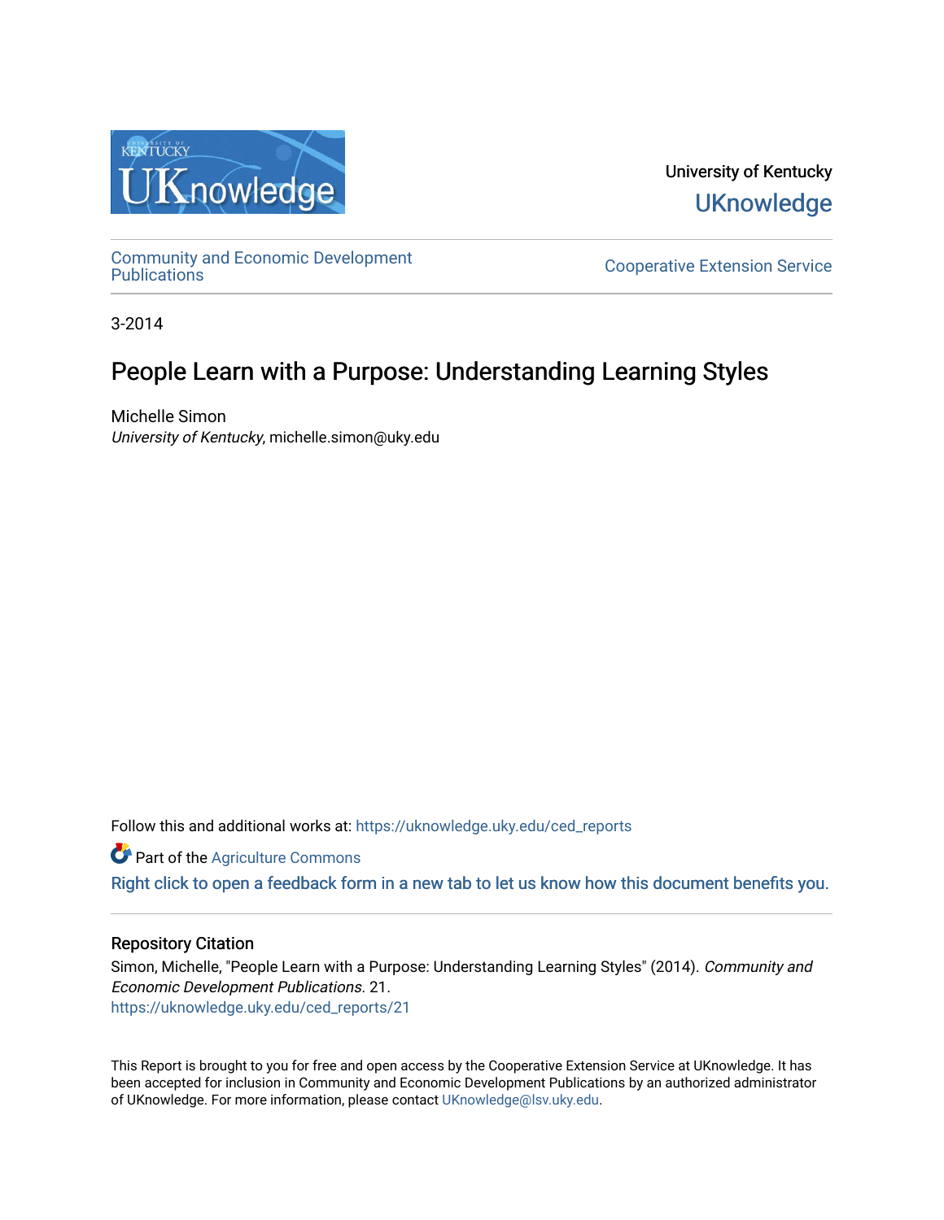University of Kentucky
UKnowledge

Community and Economic Development Publications

Cooperative Extension Service

3-2014

# People Learn with a Purpose: Understanding Learning Styles

Michelle Simon
*University of Kentucky*, michelle.simon@uky.edu

Follow this and additional works at: https://uknowledge.uky.edu/ced_reports

Part of the Agriculture Commons

Right click to open a feedback form in a new tab to let us know how this document benefits you.

## Repository Citation

Simon, Michelle, "People Learn with a Purpose: Understanding Learning Styles" (2014). *Community and Economic Development Publications*. 21.
https://uknowledge.uky.edu/ced_reports/21

This Report is brought to you for free and open access by the Cooperative Extension Service at UKnowledge. It has been accepted for inclusion in Community and Economic Development Publications by an authorized administrator of UKnowledge. For more information, please contact UKnowledge@lsv.uky.edu.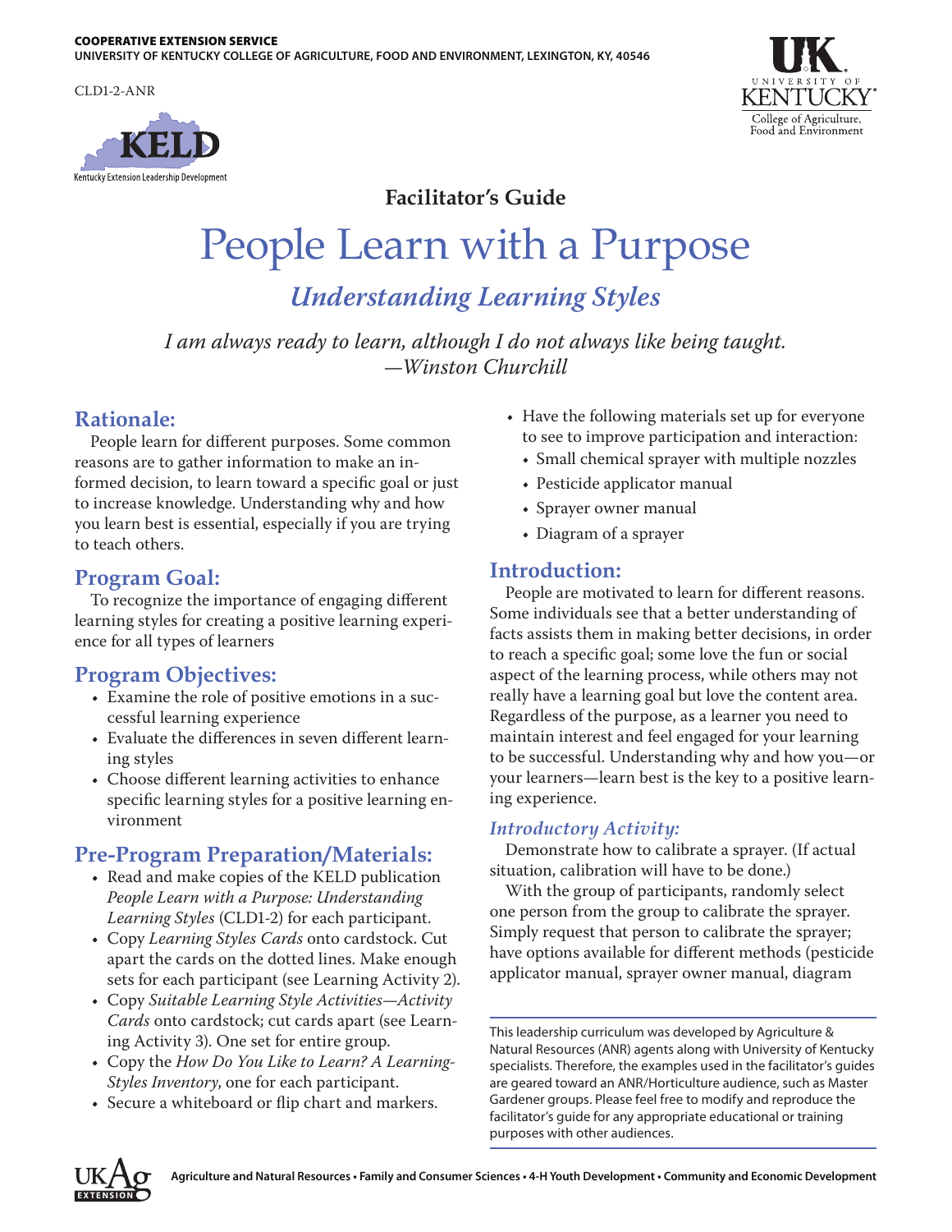COOPERATIVE EXTENSION SERVICE
UNIVERSITY OF KENTUCKY COLLEGE OF AGRICULTURE, FOOD AND ENVIRONMENT, LEXINGTON, KY, 40546

CLD1-2-ANR

**Facilitator's Guide**

# People Learn with a Purpose

## *Understanding Learning Styles*

*I am always ready to learn, although I do not always like being taught.*
*—Winston Churchill*

## Rationale:

People learn for different purposes. Some common reasons are to gather information to make an informed decision, to learn toward a specific goal or just to increase knowledge. Understanding why and how you learn best is essential, especially if you are trying to teach others.

## Program Goal:

To recognize the importance of engaging different learning styles for creating a positive learning experience for all types of learners

## Program Objectives:

- Examine the role of positive emotions in a successful learning experience
- Evaluate the differences in seven different learning styles
- Choose different learning activities to enhance specific learning styles for a positive learning environment

## Pre-Program Preparation/Materials:

- Read and make copies of the KELD publication *People Learn with a Purpose: Understanding Learning Styles* (CLD1-2) for each participant.
- Copy *Learning Styles Cards* onto cardstock. Cut apart the cards on the dotted lines. Make enough sets for each participant (see Learning Activity 2).
- Copy *Suitable Learning Style Activities—Activity Cards* onto cardstock; cut cards apart (see Learning Activity 3). One set for entire group.
- Copy the *How Do You Like to Learn? A Learning-Styles Inventory*, one for each participant.
- Secure a whiteboard or flip chart and markers.
- Have the following materials set up for everyone to see to improve participation and interaction:
  - Small chemical sprayer with multiple nozzles
  - Pesticide applicator manual
  - Sprayer owner manual
  - Diagram of a sprayer

## Introduction:

People are motivated to learn for different reasons. Some individuals see that a better understanding of facts assists them in making better decisions, in order to reach a specific goal; some love the fun or social aspect of the learning process, while others may not really have a learning goal but love the content area. Regardless of the purpose, as a learner you need to maintain interest and feel engaged for your learning to be successful. Understanding why and how you—or your learners—learn best is the key to a positive learning experience.

### *Introductory Activity:*

Demonstrate how to calibrate a sprayer. (If actual situation, calibration will have to be done.)

With the group of participants, randomly select one person from the group to calibrate the sprayer. Simply request that person to calibrate the sprayer; have options available for different methods (pesticide applicator manual, sprayer owner manual, diagram

This leadership curriculum was developed by Agriculture & Natural Resources (ANR) agents along with University of Kentucky specialists. Therefore, the examples used in the facilitator's guides are geared toward an ANR/Horticulture audience, such as Master Gardener groups. Please feel free to modify and reproduce the facilitator's guide for any appropriate educational or training purposes with other audiences.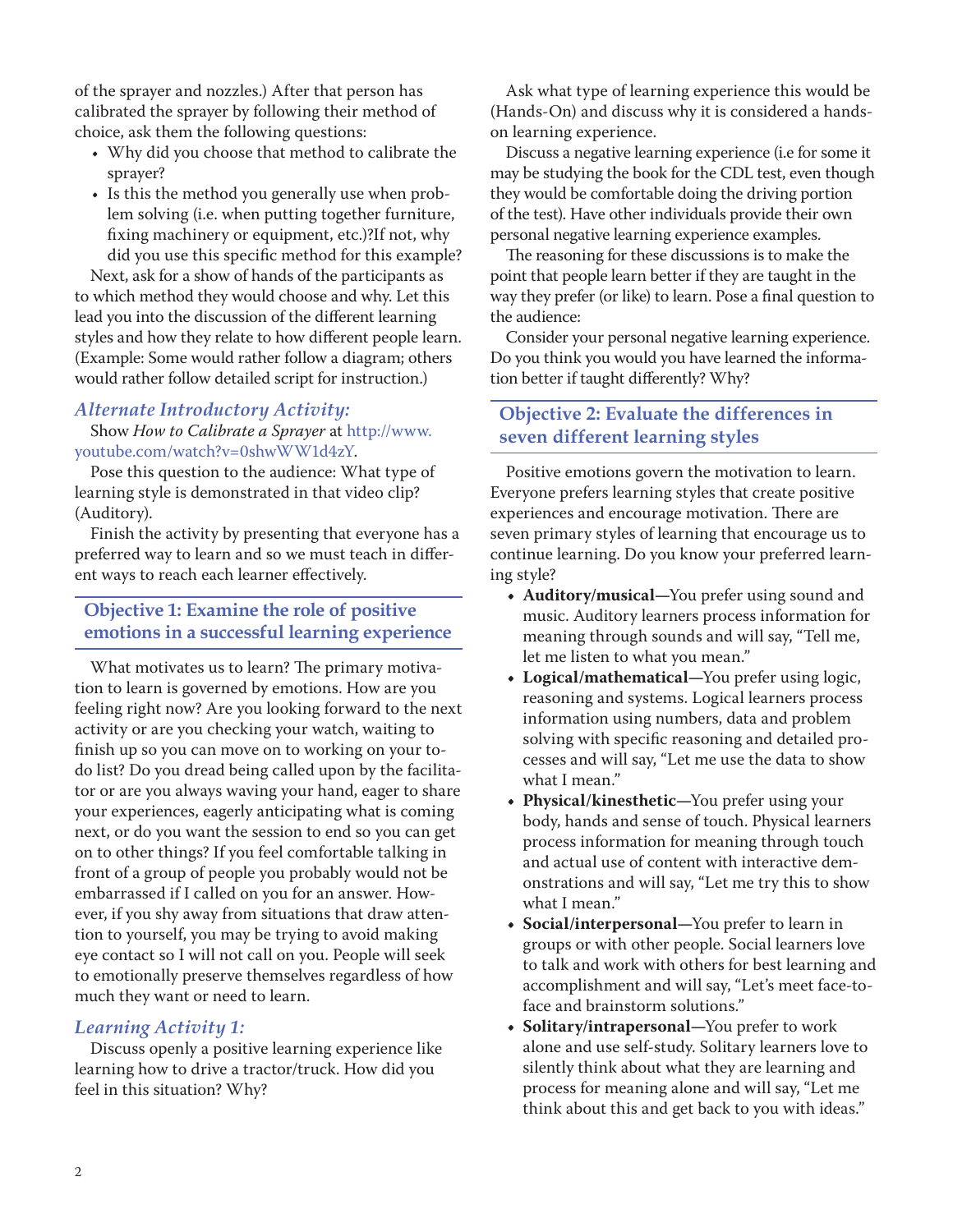of the sprayer and nozzles.) After that person has calibrated the sprayer by following their method of choice, ask them the following questions:

- Why did you choose that method to calibrate the sprayer?
- Is this the method you generally use when problem solving (i.e. when putting together furniture, fixing machinery or equipment, etc.)?If not, why did you use this specific method for this example?

Next, ask for a show of hands of the participants as to which method they would choose and why. Let this lead you into the discussion of the different learning styles and how they relate to how different people learn. (Example: Some would rather follow a diagram; others would rather follow detailed script for instruction.)

### *Alternate Introductory Activity:*

Show *How to Calibrate a Sprayer* at http://www.youtube.com/watch?v=0shwWW1d4zY.

Pose this question to the audience: What type of learning style is demonstrated in that video clip? (Auditory).

Finish the activity by presenting that everyone has a preferred way to learn and so we must teach in different ways to reach each learner effectively.

## Objective 1: Examine the role of positive emotions in a successful learning experience

What motivates us to learn? The primary motivation to learn is governed by emotions. How are you feeling right now? Are you looking forward to the next activity or are you checking your watch, waiting to finish up so you can move on to working on your to-do list? Do you dread being called upon by the facilitator or are you always waving your hand, eager to share your experiences, eagerly anticipating what is coming next, or do you want the session to end so you can get on to other things? If you feel comfortable talking in front of a group of people you probably would not be embarrassed if I called on you for an answer. However, if you shy away from situations that draw attention to yourself, you may be trying to avoid making eye contact so I will not call on you. People will seek to emotionally preserve themselves regardless of how much they want or need to learn.

### *Learning Activity 1:*

Discuss openly a positive learning experience like learning how to drive a tractor/truck. How did you feel in this situation? Why?

Ask what type of learning experience this would be (Hands-On) and discuss why it is considered a hands-on learning experience.

Discuss a negative learning experience (i.e for some it may be studying the book for the CDL test, even though they would be comfortable doing the driving portion of the test). Have other individuals provide their own personal negative learning experience examples.

The reasoning for these discussions is to make the point that people learn better if they are taught in the way they prefer (or like) to learn. Pose a final question to the audience:

Consider your personal negative learning experience. Do you think you would you have learned the information better if taught differently? Why?

## Objective 2: Evaluate the differences in seven different learning styles

Positive emotions govern the motivation to learn. Everyone prefers learning styles that create positive experiences and encourage motivation. There are seven primary styles of learning that encourage us to continue learning. Do you know your preferred learning style?

- **Auditory/musical**—You prefer using sound and music. Auditory learners process information for meaning through sounds and will say, "Tell me, let me listen to what you mean."
- **Logical/mathematical**—You prefer using logic, reasoning and systems. Logical learners process information using numbers, data and problem solving with specific reasoning and detailed processes and will say, "Let me use the data to show what I mean."
- **Physical/kinesthetic**—You prefer using your body, hands and sense of touch. Physical learners process information for meaning through touch and actual use of content with interactive demonstrations and will say, "Let me try this to show what I mean."
- **Social/interpersonal**—You prefer to learn in groups or with other people. Social learners love to talk and work with others for best learning and accomplishment and will say, "Let's meet face-to-face and brainstorm solutions."
- **Solitary/intrapersonal**—You prefer to work alone and use self-study. Solitary learners love to silently think about what they are learning and process for meaning alone and will say, "Let me think about this and get back to you with ideas."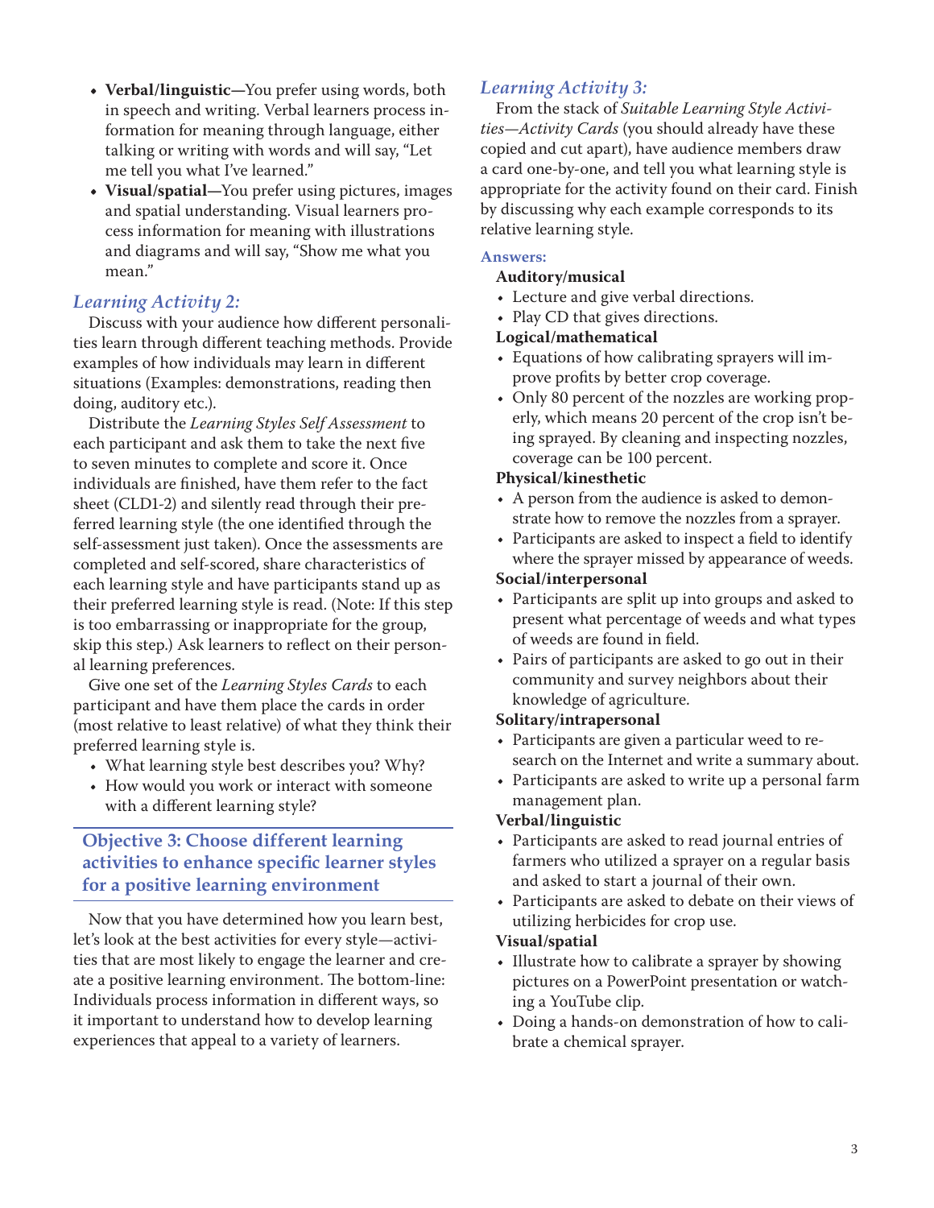- **Verbal/linguistic—**You prefer using words, both in speech and writing. Verbal learners process information for meaning through language, either talking or writing with words and will say, "Let me tell you what I've learned."
- **Visual/spatial—**You prefer using pictures, images and spatial understanding. Visual learners process information for meaning with illustrations and diagrams and will say, "Show me what you mean."

### *Learning Activity 2:*

Discuss with your audience how different personalities learn through different teaching methods. Provide examples of how individuals may learn in different situations (Examples: demonstrations, reading then doing, auditory etc.).

Distribute the *Learning Styles Self Assessment* to each participant and ask them to take the next five to seven minutes to complete and score it. Once individuals are finished, have them refer to the fact sheet (CLD1-2) and silently read through their preferred learning style (the one identified through the self-assessment just taken). Once the assessments are completed and self-scored, share characteristics of each learning style and have participants stand up as their preferred learning style is read. (Note: If this step is too embarrassing or inappropriate for the group, skip this step.) Ask learners to reflect on their personal learning preferences.

Give one set of the *Learning Styles Cards* to each participant and have them place the cards in order (most relative to least relative) of what they think their preferred learning style is.

- What learning style best describes you? Why?
- How would you work or interact with someone with a different learning style?

## Objective 3: Choose different learning activities to enhance specific learner styles for a positive learning environment

Now that you have determined how you learn best, let's look at the best activities for every style—activities that are most likely to engage the learner and create a positive learning environment. The bottom-line: Individuals process information in different ways, so it important to understand how to develop learning experiences that appeal to a variety of learners.

### *Learning Activity 3:*

From the stack of *Suitable Learning Style Activities—Activity Cards* (you should already have these copied and cut apart), have audience members draw a card one-by-one, and tell you what learning style is appropriate for the activity found on their card. Finish by discussing why each example corresponds to its relative learning style.

**Answers:**

**Auditory/musical**

- Lecture and give verbal directions.
- Play CD that gives directions.

**Logical/mathematical**

- Equations of how calibrating sprayers will improve profits by better crop coverage.
- Only 80 percent of the nozzles are working properly, which means 20 percent of the crop isn't being sprayed. By cleaning and inspecting nozzles, coverage can be 100 percent.

**Physical/kinesthetic**

- A person from the audience is asked to demonstrate how to remove the nozzles from a sprayer.
- Participants are asked to inspect a field to identify where the sprayer missed by appearance of weeds.

**Social/interpersonal**

- Participants are split up into groups and asked to present what percentage of weeds and what types of weeds are found in field.
- Pairs of participants are asked to go out in their community and survey neighbors about their knowledge of agriculture.

**Solitary/intrapersonal**

- Participants are given a particular weed to research on the Internet and write a summary about.
- Participants are asked to write up a personal farm management plan.

**Verbal/linguistic**

- Participants are asked to read journal entries of farmers who utilized a sprayer on a regular basis and asked to start a journal of their own.
- Participants are asked to debate on their views of utilizing herbicides for crop use.

**Visual/spatial**

- Illustrate how to calibrate a sprayer by showing pictures on a PowerPoint presentation or watching a YouTube clip.
- Doing a hands-on demonstration of how to calibrate a chemical sprayer.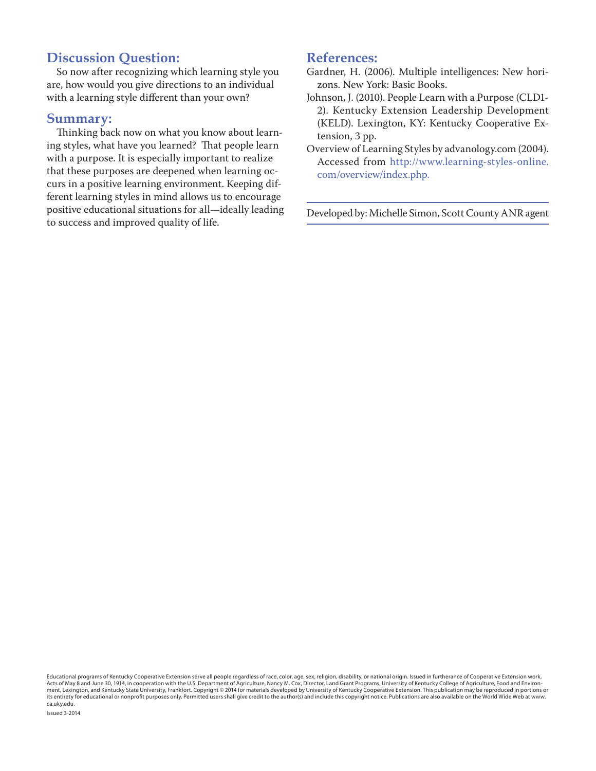## Discussion Question:

So now after recognizing which learning style you are, how would you give directions to an individual with a learning style different than your own?

## Summary:

Thinking back now on what you know about learning styles, what have you learned? That people learn with a purpose. It is especially important to realize that these purposes are deepened when learning occurs in a positive learning environment. Keeping different learning styles in mind allows us to encourage positive educational situations for all—ideally leading to success and improved quality of life.

## References:

Gardner, H. (2006). Multiple intelligences: New horizons. New York: Basic Books.

Johnson, J. (2010). People Learn with a Purpose (CLD1-2). Kentucky Extension Leadership Development (KELD). Lexington, KY: Kentucky Cooperative Extension, 3 pp.

Overview of Learning Styles by advanology.com (2004). Accessed from http://www.learning-styles-online.com/overview/index.php.

---

Developed by: Michelle Simon, Scott County ANR agent

---

Educational programs of Kentucky Cooperative Extension serve all people regardless of race, color, age, sex, religion, disability, or national origin. Issued in furtherance of Cooperative Extension work, Acts of May 8 and June 30, 1914, in cooperation with the U.S. Department of Agriculture, Nancy M. Cox, Director, Land Grant Programs, University of Kentucky College of Agriculture, Food and Environment, Lexington, and Kentucky State University, Frankfort. Copyright © 2014 for materials developed by University of Kentucky Cooperative Extension. This publication may be reproduced in portions or its entirety for educational or nonprofit purposes only. Permitted users shall give credit to the author(s) and include this copyright notice. Publications are also available on the World Wide Web at www.ca.uky.edu.

Issued 3-2014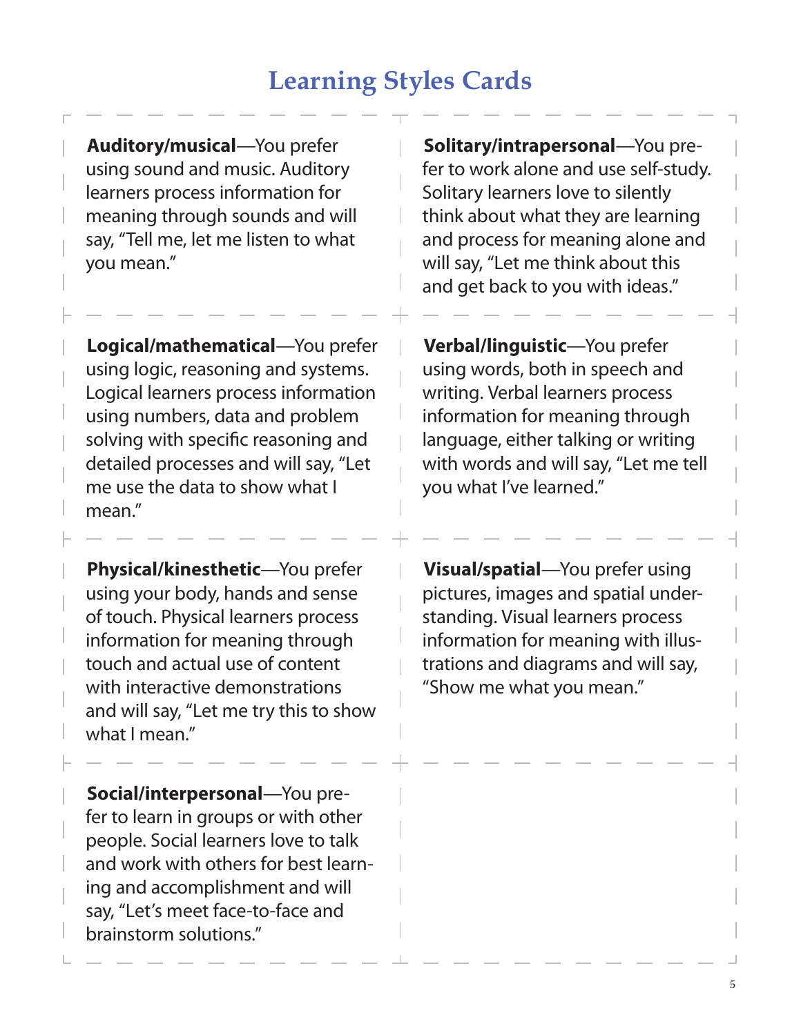# Learning Styles Cards

**Auditory/musical**—You prefer using sound and music. Auditory learners process information for meaning through sounds and will say, "Tell me, let me listen to what you mean."

**Solitary/intrapersonal**—You prefer to work alone and use self-study. Solitary learners love to silently think about what they are learning and process for meaning alone and will say, "Let me think about this and get back to you with ideas."

**Logical/mathematical**—You prefer using logic, reasoning and systems. Logical learners process information using numbers, data and problem solving with specific reasoning and detailed processes and will say, "Let me use the data to show what I mean."

**Verbal/linguistic**—You prefer using words, both in speech and writing. Verbal learners process information for meaning through language, either talking or writing with words and will say, "Let me tell you what I've learned."

**Physical/kinesthetic**—You prefer using your body, hands and sense of touch. Physical learners process information for meaning through touch and actual use of content with interactive demonstrations and will say, "Let me try this to show what I mean."

**Visual/spatial**—You prefer using pictures, images and spatial understanding. Visual learners process information for meaning with illustrations and diagrams and will say, "Show me what you mean."

**Social/interpersonal**—You prefer to learn in groups or with other people. Social learners love to talk and work with others for best learning and accomplishment and will say, "Let's meet face-to-face and brainstorm solutions."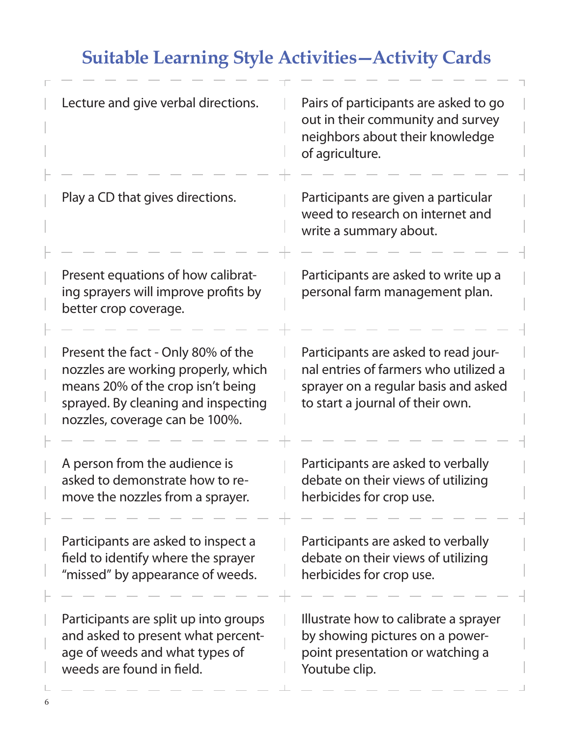# Suitable Learning Style Activities—Activity Cards

| | |
|---|---|
| Lecture and give verbal directions. | Pairs of participants are asked to go out in their community and survey neighbors about their knowledge of agriculture. |
| Play a CD that gives directions. | Participants are given a particular weed to research on internet and write a summary about. |
| Present equations of how calibrating sprayers will improve profits by better crop coverage. | Participants are asked to write up a personal farm management plan. |
| Present the fact - Only 80% of the nozzles are working properly, which means 20% of the crop isn't being sprayed. By cleaning and inspecting nozzles, coverage can be 100%. | Participants are asked to read journal entries of farmers who utilized a sprayer on a regular basis and asked to start a journal of their own. |
| A person from the audience is asked to demonstrate how to remove the nozzles from a sprayer. | Participants are asked to verbally debate on their views of utilizing herbicides for crop use. |
| Participants are asked to inspect a field to identify where the sprayer "missed" by appearance of weeds. | Participants are asked to verbally debate on their views of utilizing herbicides for crop use. |
| Participants are split up into groups and asked to present what percentage of weeds and what types of weeds are found in field. | Illustrate how to calibrate a sprayer by showing pictures on a powerpoint presentation or watching a Youtube clip. |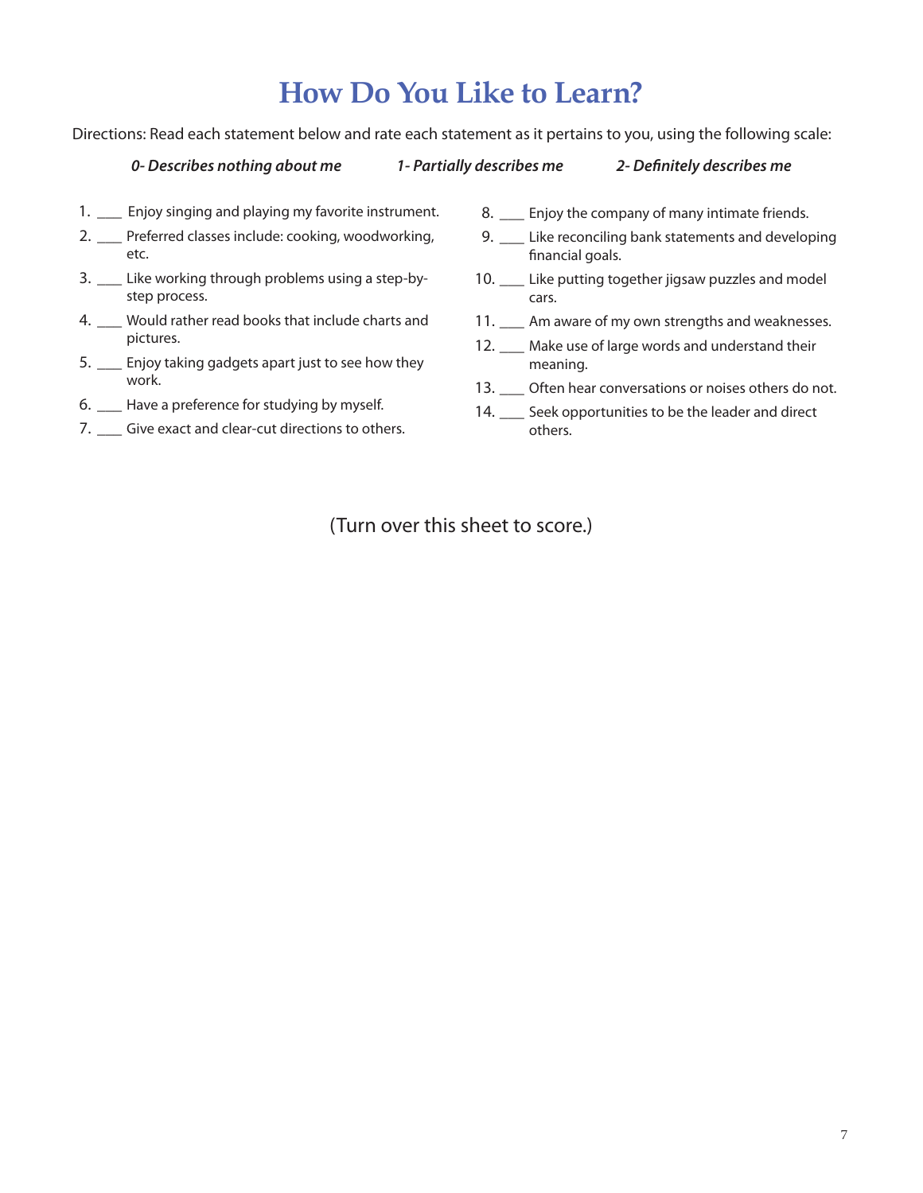# How Do You Like to Learn?

Directions: Read each statement below and rate each statement as it pertains to you, using the following scale:

***0- Describes nothing about me*** ***1- Partially describes me*** ***2- Definitely describes me***

1. ____ Enjoy singing and playing my favorite instrument.
2. ____ Preferred classes include: cooking, woodworking, etc.
3. ____ Like working through problems using a step-by-step process.
4. ____ Would rather read books that include charts and pictures.
5. ____ Enjoy taking gadgets apart just to see how they work.
6. ____ Have a preference for studying by myself.
7. ____ Give exact and clear-cut directions to others.
8. ____ Enjoy the company of many intimate friends.
9. ____ Like reconciling bank statements and developing financial goals.
10. ____ Like putting together jigsaw puzzles and model cars.
11. ____ Am aware of my own strengths and weaknesses.
12. ____ Make use of large words and understand their meaning.
13. ____ Often hear conversations or noises others do not.
14. ____ Seek opportunities to be the leader and direct others.

(Turn over this sheet to score.)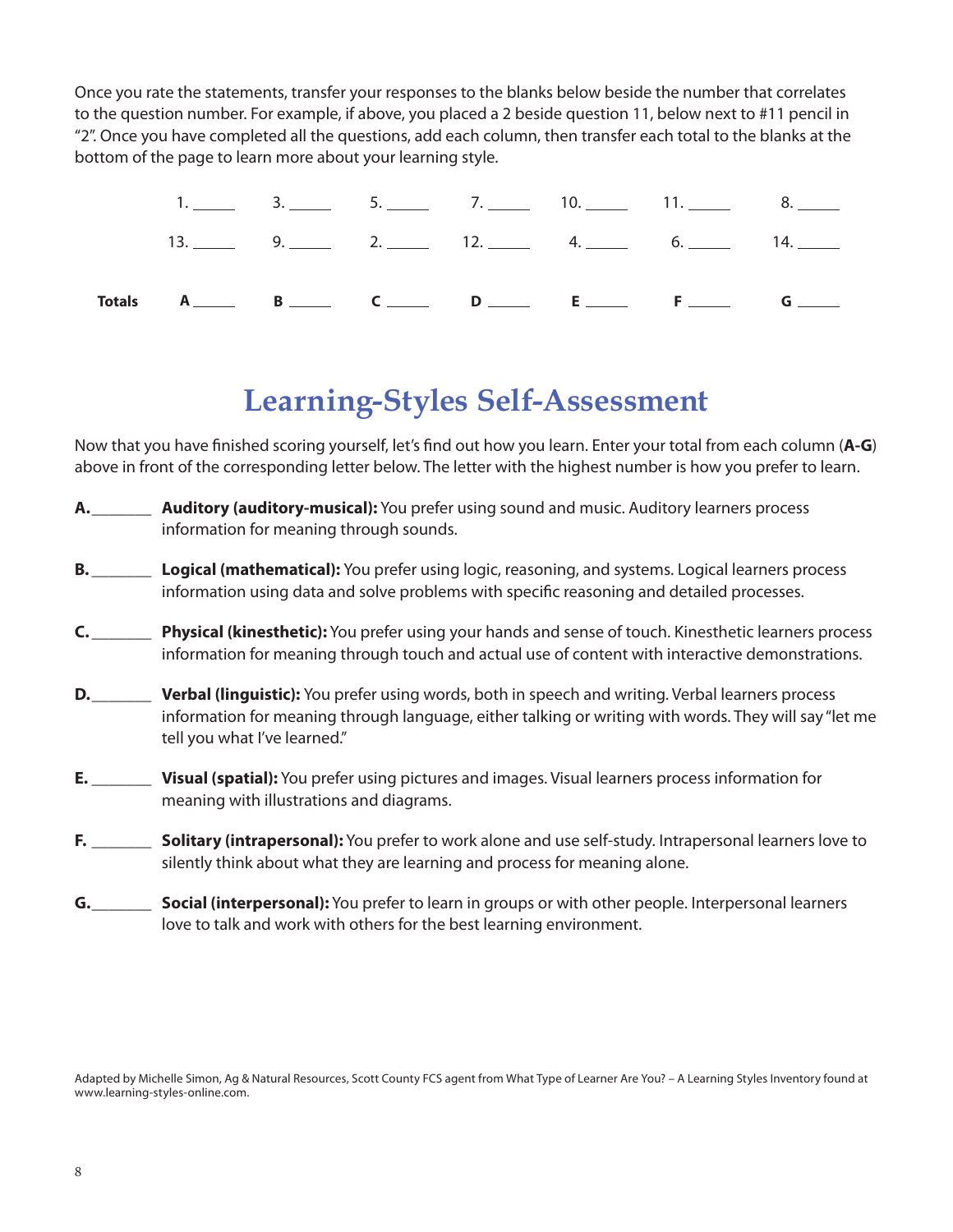Once you rate the statements, transfer your responses to the blanks below beside the number that correlates to the question number. For example, if above, you placed a 2 beside question 11, below next to #11 pencil in "2". Once you have completed all the questions, add each column, then transfer each total to the blanks at the bottom of the page to learn more about your learning style.

| | | | | | | | |
|---|---|---|---|---|---|---|---|
| | 1. _____ | 3. _____ | 5. _____ | 7. _____ | 10. _____ | 11. _____ | 8. _____ |
| | 13. _____ | 9. _____ | 2. _____ | 12. _____ | 4. _____ | 6. _____ | 14. _____ |
| **Totals** | **A** _____ | **B** _____ | **C** _____ | **D** _____ | **E** _____ | **F** _____ | **G** _____ |

# Learning-Styles Self-Assessment

Now that you have finished scoring yourself, let's find out how you learn. Enter your total from each column (**A-G**) above in front of the corresponding letter below. The letter with the highest number is how you prefer to learn.

**A.**_______ **Auditory (auditory-musical):** You prefer using sound and music. Auditory learners process information for meaning through sounds.

**B.**_______ **Logical (mathematical):** You prefer using logic, reasoning, and systems. Logical learners process information using data and solve problems with specific reasoning and detailed processes.

**C.**_______ **Physical (kinesthetic):** You prefer using your hands and sense of touch. Kinesthetic learners process information for meaning through touch and actual use of content with interactive demonstrations.

**D.**_______ **Verbal (linguistic):** You prefer using words, both in speech and writing. Verbal learners process information for meaning through language, either talking or writing with words. They will say "let me tell you what I've learned."

**E.** _______ **Visual (spatial):** You prefer using pictures and images. Visual learners process information for meaning with illustrations and diagrams.

**F.** _______ **Solitary (intrapersonal):** You prefer to work alone and use self-study. Intrapersonal learners love to silently think about what they are learning and process for meaning alone.

**G.**_______ **Social (interpersonal):** You prefer to learn in groups or with other people. Interpersonal learners love to talk and work with others for the best learning environment.

Adapted by Michelle Simon, Ag & Natural Resources, Scott County FCS agent from What Type of Learner Are You? – A Learning Styles Inventory found at www.learning-styles-online.com.